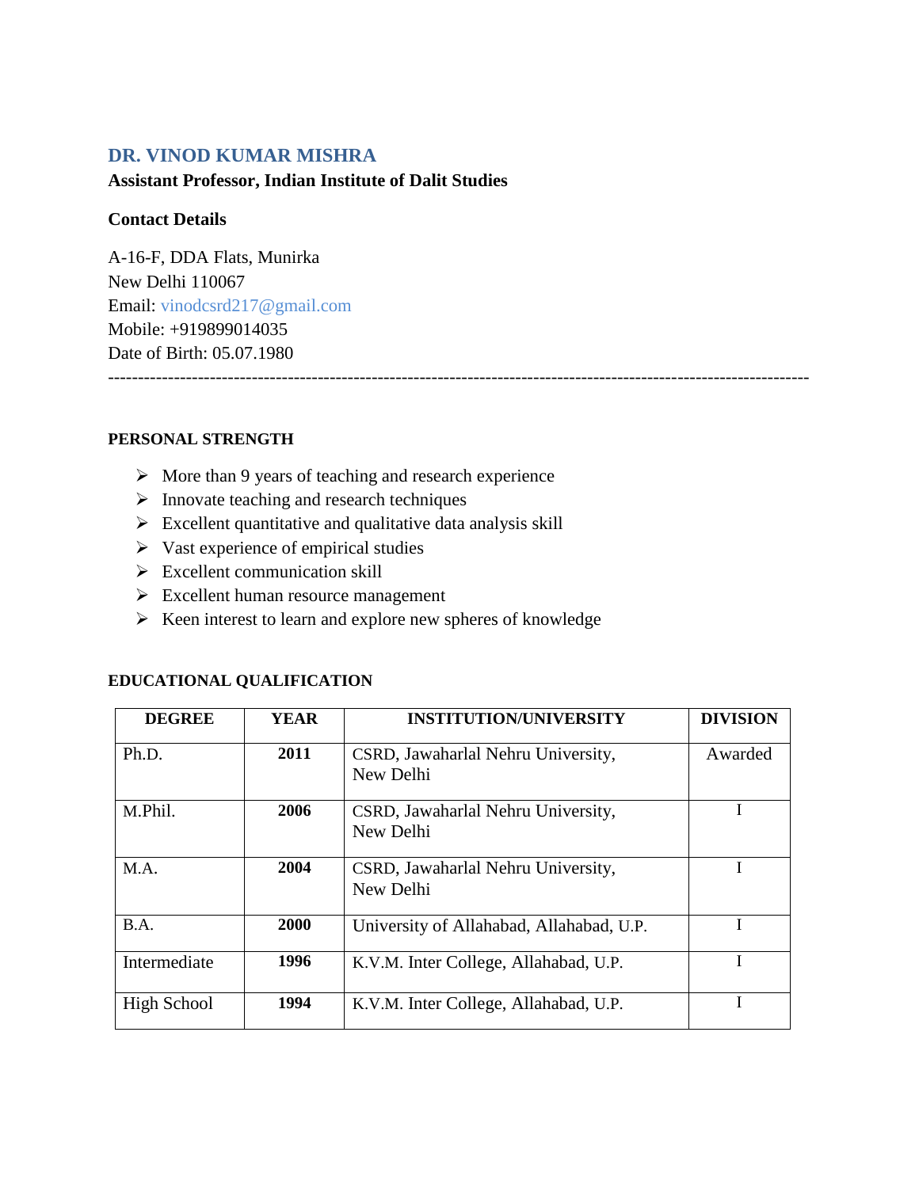# DR. VINOD KUMAR MISHRA

**Assistant Professor, Indian Institute of Dalit Studies**

**Contact Details**

A-16-F, DDA Flats, Munirka
New Delhi 110067
Email: vinodcsrd217@gmail.com
Mobile: +919899014035
Date of Birth: 05.07.1980

---

**PERSONAL STRENGTH**

- More than 9 years of teaching and research experience
- Innovate teaching and research techniques
- Excellent quantitative and qualitative data analysis skill
- Vast experience of empirical studies
- Excellent communication skill
- Excellent human resource management
- Keen interest to learn and explore new spheres of knowledge

**EDUCATIONAL QUALIFICATION**

| DEGREE | YEAR | INSTITUTION/UNIVERSITY | DIVISION |
|---|---|---|---|
| Ph.D. | **2011** | CSRD, Jawaharlal Nehru University, New Delhi | Awarded |
| M.Phil. | **2006** | CSRD, Jawaharlal Nehru University, New Delhi | I |
| M.A. | **2004** | CSRD, Jawaharlal Nehru University, New Delhi | I |
| B.A. | **2000** | University of Allahabad, Allahabad, U.P. | I |
| Intermediate | **1996** | K.V.M. Inter College, Allahabad, U.P. | I |
| High School | **1994** | K.V.M. Inter College, Allahabad, U.P. | I |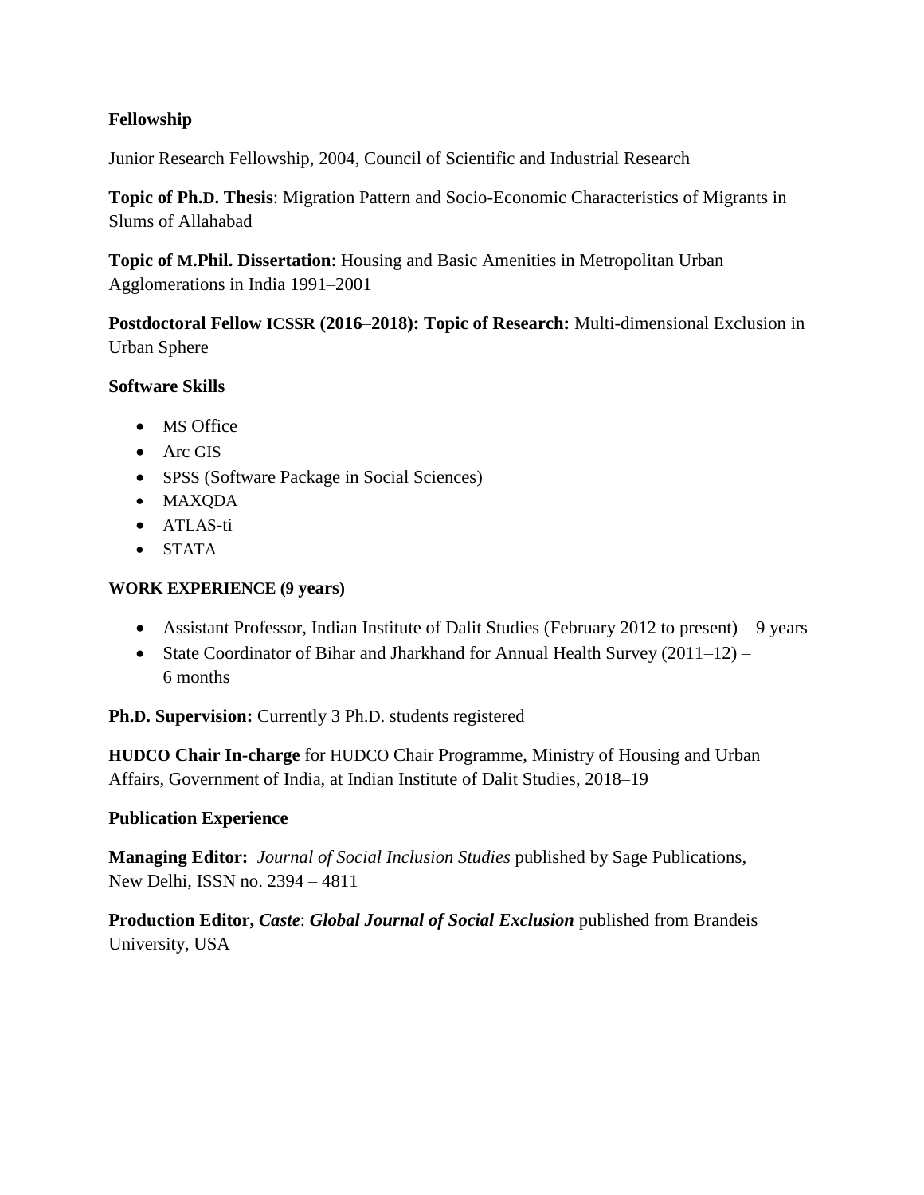**Fellowship**

Junior Research Fellowship, 2004, Council of Scientific and Industrial Research

**Topic of Ph.D. Thesis**: Migration Pattern and Socio-Economic Characteristics of Migrants in Slums of Allahabad

**Topic of M.Phil. Dissertation**: Housing and Basic Amenities in Metropolitan Urban Agglomerations in India 1991–2001

**Postdoctoral Fellow ICSSR (2016–2018): Topic of Research:** Multi-dimensional Exclusion in Urban Sphere

**Software Skills**

- MS Office
- Arc GIS
- SPSS (Software Package in Social Sciences)
- MAXQDA
- ATLAS-ti
- STATA

**WORK EXPERIENCE (9 years)**

- Assistant Professor, Indian Institute of Dalit Studies (February 2012 to present) – 9 years
- State Coordinator of Bihar and Jharkhand for Annual Health Survey (2011–12) – 6 months

**Ph.D. Supervision:** Currently 3 Ph.D. students registered

**HUDCO Chair In-charge** for HUDCO Chair Programme, Ministry of Housing and Urban Affairs, Government of India, at Indian Institute of Dalit Studies, 2018–19

**Publication Experience**

**Managing Editor:** *Journal of Social Inclusion Studies* published by Sage Publications, New Delhi, ISSN no. 2394 – 4811

**Production Editor,** ***Caste*****:** ***Global Journal of Social Exclusion*** published from Brandeis University, USA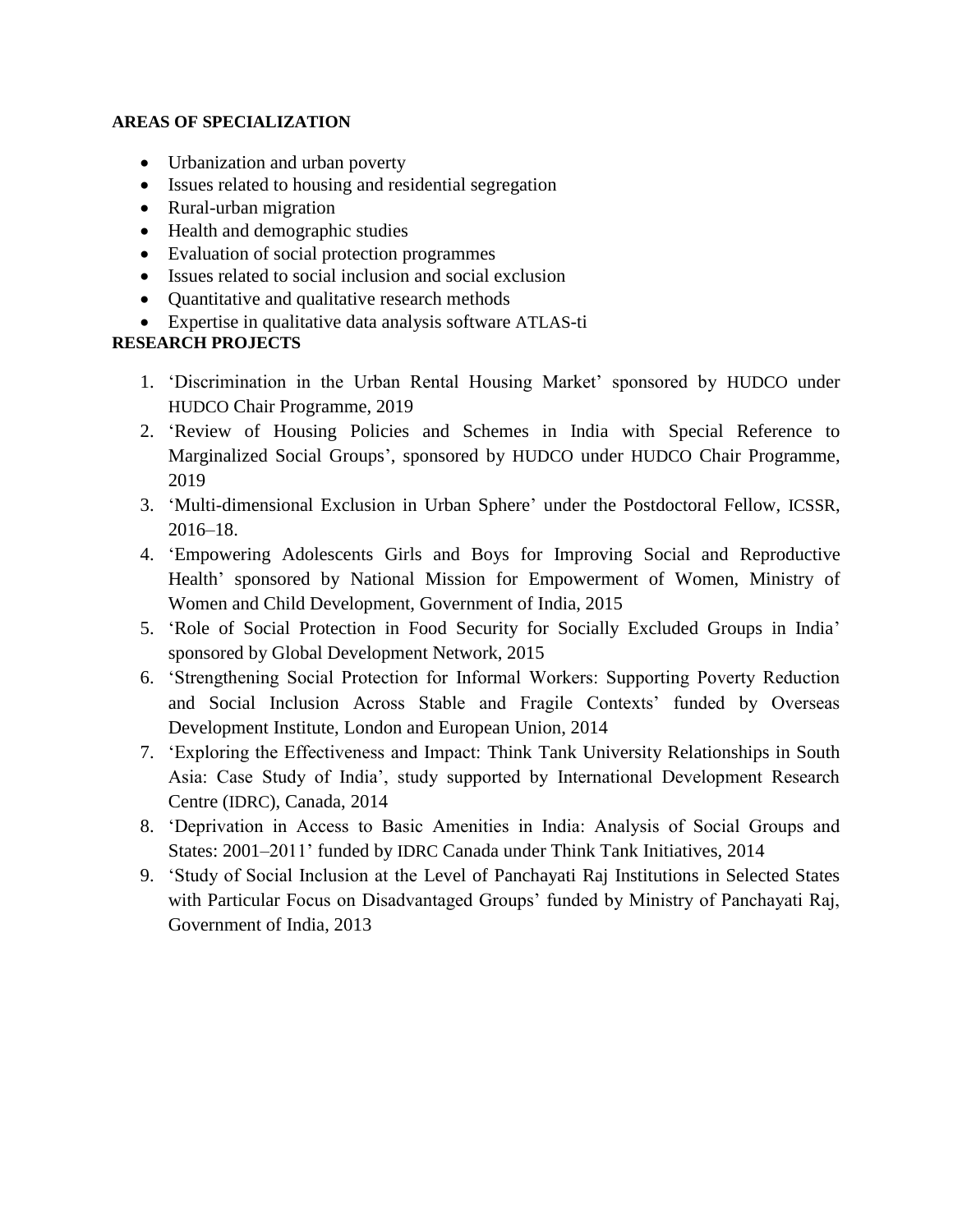**AREAS OF SPECIALIZATION**

- Urbanization and urban poverty
- Issues related to housing and residential segregation
- Rural-urban migration
- Health and demographic studies
- Evaluation of social protection programmes
- Issues related to social inclusion and social exclusion
- Quantitative and qualitative research methods
- Expertise in qualitative data analysis software ATLAS-ti

**RESEARCH PROJECTS**

1. 'Discrimination in the Urban Rental Housing Market' sponsored by HUDCO under HUDCO Chair Programme, 2019
2. 'Review of Housing Policies and Schemes in India with Special Reference to Marginalized Social Groups', sponsored by HUDCO under HUDCO Chair Programme, 2019
3. 'Multi-dimensional Exclusion in Urban Sphere' under the Postdoctoral Fellow, ICSSR, 2016–18.
4. 'Empowering Adolescents Girls and Boys for Improving Social and Reproductive Health' sponsored by National Mission for Empowerment of Women, Ministry of Women and Child Development, Government of India, 2015
5. 'Role of Social Protection in Food Security for Socially Excluded Groups in India' sponsored by Global Development Network, 2015
6. 'Strengthening Social Protection for Informal Workers: Supporting Poverty Reduction and Social Inclusion Across Stable and Fragile Contexts' funded by Overseas Development Institute, London and European Union, 2014
7. 'Exploring the Effectiveness and Impact: Think Tank University Relationships in South Asia: Case Study of India', study supported by International Development Research Centre (IDRC), Canada, 2014
8. 'Deprivation in Access to Basic Amenities in India: Analysis of Social Groups and States: 2001–2011' funded by IDRC Canada under Think Tank Initiatives, 2014
9. 'Study of Social Inclusion at the Level of Panchayati Raj Institutions in Selected States with Particular Focus on Disadvantaged Groups' funded by Ministry of Panchayati Raj, Government of India, 2013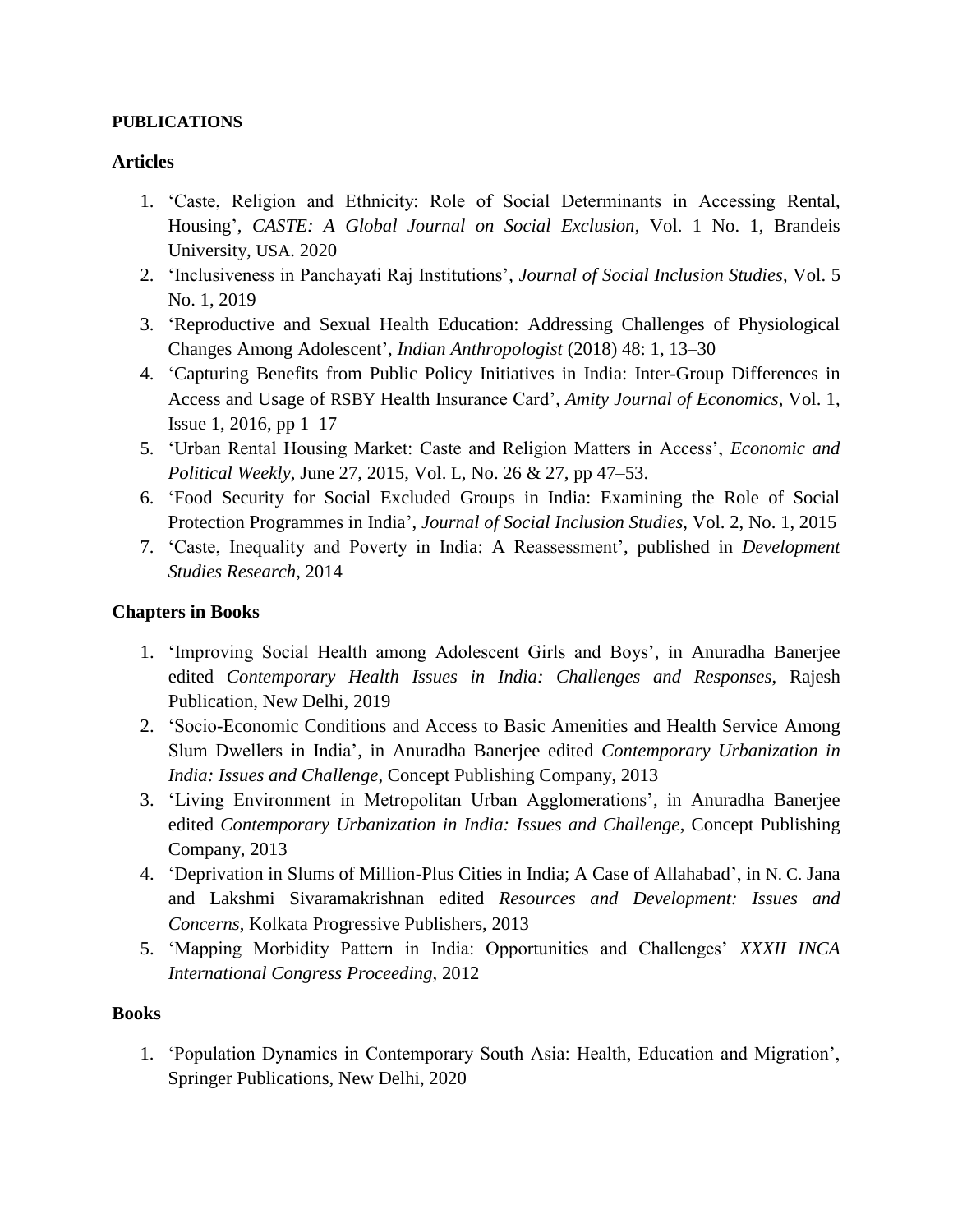**PUBLICATIONS**

## Articles

1. 'Caste, Religion and Ethnicity: Role of Social Determinants in Accessing Rental, Housing', *CASTE: A Global Journal on Social Exclusion*, Vol. 1 No. 1, Brandeis University, USA. 2020
2. 'Inclusiveness in Panchayati Raj Institutions', *Journal of Social Inclusion Studies*, Vol. 5 No. 1, 2019
3. 'Reproductive and Sexual Health Education: Addressing Challenges of Physiological Changes Among Adolescent', *Indian Anthropologist* (2018) 48: 1, 13–30
4. 'Capturing Benefits from Public Policy Initiatives in India: Inter-Group Differences in Access and Usage of RSBY Health Insurance Card', *Amity Journal of Economics*, Vol. 1, Issue 1, 2016, pp 1–17
5. 'Urban Rental Housing Market: Caste and Religion Matters in Access', *Economic and Political Weekly*, June 27, 2015, Vol. L, No. 26 & 27, pp 47–53.
6. 'Food Security for Social Excluded Groups in India: Examining the Role of Social Protection Programmes in India', *Journal of Social Inclusion Studies*, Vol. 2, No. 1, 2015
7. 'Caste, Inequality and Poverty in India: A Reassessment', published in *Development Studies Research*, 2014

## Chapters in Books

1. 'Improving Social Health among Adolescent Girls and Boys', in Anuradha Banerjee edited *Contemporary Health Issues in India: Challenges and Responses*, Rajesh Publication, New Delhi, 2019
2. 'Socio-Economic Conditions and Access to Basic Amenities and Health Service Among Slum Dwellers in India', in Anuradha Banerjee edited *Contemporary Urbanization in India: Issues and Challenge*, Concept Publishing Company, 2013
3. 'Living Environment in Metropolitan Urban Agglomerations', in Anuradha Banerjee edited *Contemporary Urbanization in India: Issues and Challenge*, Concept Publishing Company, 2013
4. 'Deprivation in Slums of Million-Plus Cities in India; A Case of Allahabad', in N. C. Jana and Lakshmi Sivaramakrishnan edited *Resources and Development: Issues and Concerns*, Kolkata Progressive Publishers, 2013
5. 'Mapping Morbidity Pattern in India: Opportunities and Challenges' *XXXII INCA International Congress Proceeding*, 2012

## Books

1. 'Population Dynamics in Contemporary South Asia: Health, Education and Migration', Springer Publications, New Delhi, 2020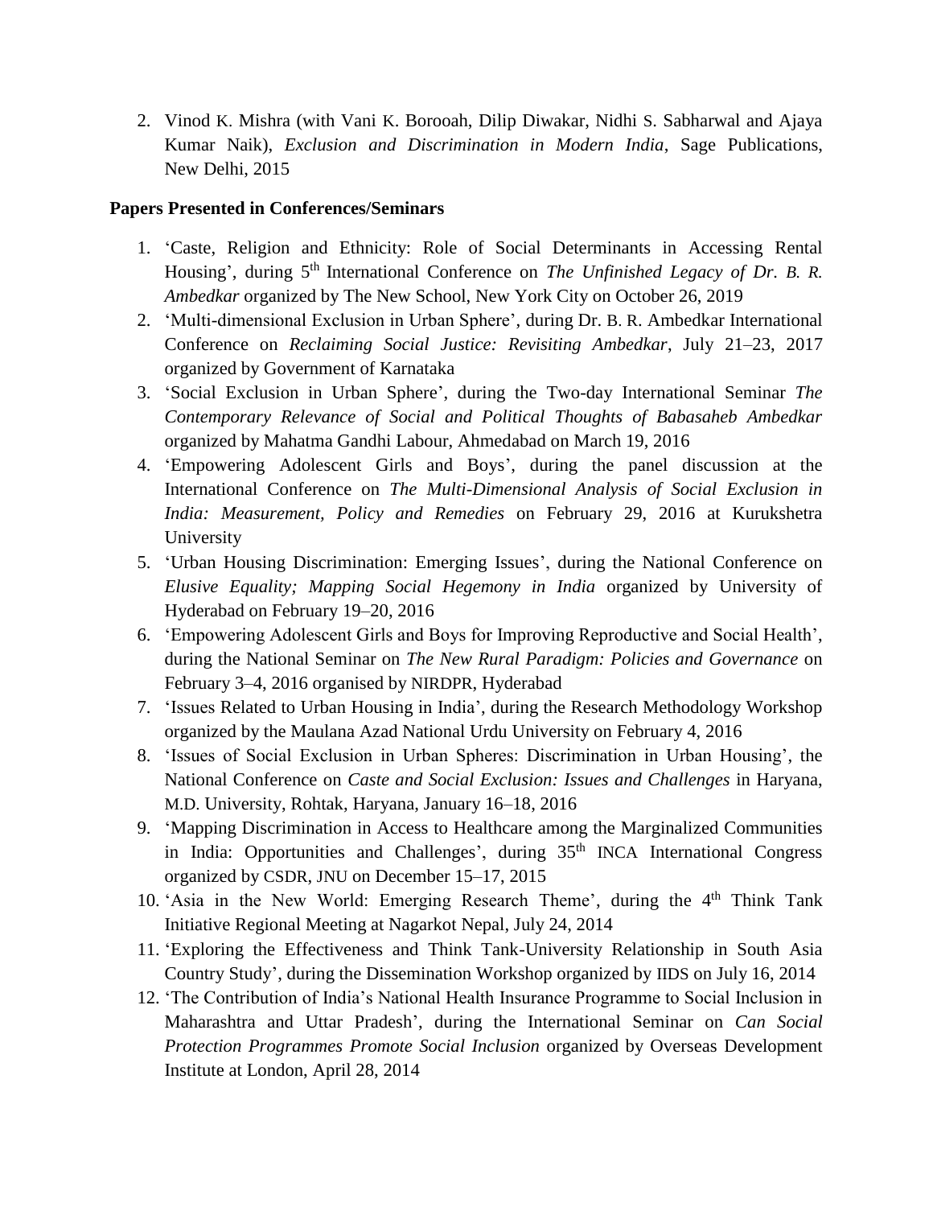2. Vinod K. Mishra (with Vani K. Borooah, Dilip Diwakar, Nidhi S. Sabharwal and Ajaya Kumar Naik), *Exclusion and Discrimination in Modern India*, Sage Publications, New Delhi, 2015

**Papers Presented in Conferences/Seminars**

1. 'Caste, Religion and Ethnicity: Role of Social Determinants in Accessing Rental Housing', during 5th International Conference on *The Unfinished Legacy of Dr. B. R. Ambedkar* organized by The New School, New York City on October 26, 2019
2. 'Multi-dimensional Exclusion in Urban Sphere', during Dr. B. R. Ambedkar International Conference on *Reclaiming Social Justice: Revisiting Ambedkar*, July 21–23, 2017 organized by Government of Karnataka
3. 'Social Exclusion in Urban Sphere', during the Two-day International Seminar *The Contemporary Relevance of Social and Political Thoughts of Babasaheb Ambedkar* organized by Mahatma Gandhi Labour, Ahmedabad on March 19, 2016
4. 'Empowering Adolescent Girls and Boys', during the panel discussion at the International Conference on *The Multi-Dimensional Analysis of Social Exclusion in India: Measurement, Policy and Remedies* on February 29, 2016 at Kurukshetra University
5. 'Urban Housing Discrimination: Emerging Issues', during the National Conference on *Elusive Equality; Mapping Social Hegemony in India* organized by University of Hyderabad on February 19–20, 2016
6. 'Empowering Adolescent Girls and Boys for Improving Reproductive and Social Health', during the National Seminar on *The New Rural Paradigm: Policies and Governance* on February 3–4, 2016 organised by NIRDPR, Hyderabad
7. 'Issues Related to Urban Housing in India', during the Research Methodology Workshop organized by the Maulana Azad National Urdu University on February 4, 2016
8. 'Issues of Social Exclusion in Urban Spheres: Discrimination in Urban Housing', the National Conference on *Caste and Social Exclusion: Issues and Challenges* in Haryana, M.D. University, Rohtak, Haryana, January 16–18, 2016
9. 'Mapping Discrimination in Access to Healthcare among the Marginalized Communities in India: Opportunities and Challenges', during 35th INCA International Congress organized by CSDR, JNU on December 15–17, 2015
10. 'Asia in the New World: Emerging Research Theme', during the 4th Think Tank Initiative Regional Meeting at Nagarkot Nepal, July 24, 2014
11. 'Exploring the Effectiveness and Think Tank-University Relationship in South Asia Country Study', during the Dissemination Workshop organized by IIDS on July 16, 2014
12. 'The Contribution of India's National Health Insurance Programme to Social Inclusion in Maharashtra and Uttar Pradesh', during the International Seminar on *Can Social Protection Programmes Promote Social Inclusion* organized by Overseas Development Institute at London, April 28, 2014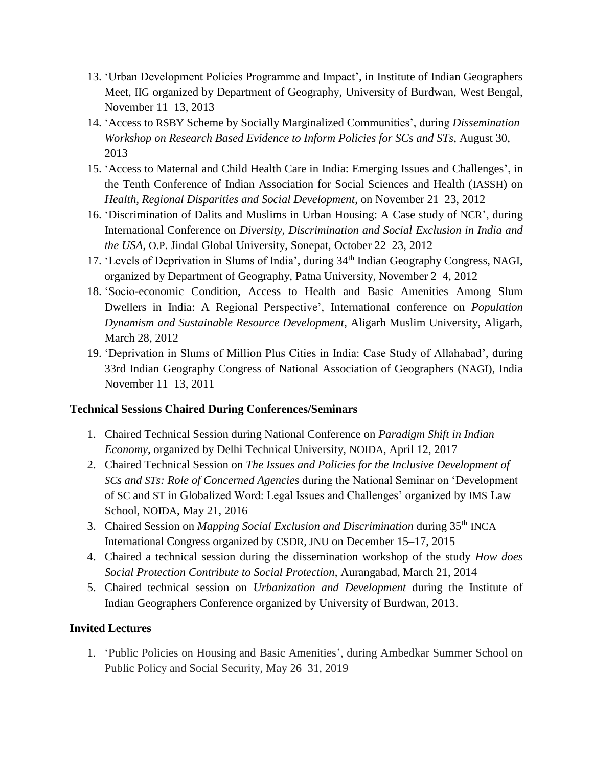13. 'Urban Development Policies Programme and Impact', in Institute of Indian Geographers Meet, IIG organized by Department of Geography, University of Burdwan, West Bengal, November 11–13, 2013
14. 'Access to RSBY Scheme by Socially Marginalized Communities', during *Dissemination Workshop on Research Based Evidence to Inform Policies for SCs and STs*, August 30, 2013
15. 'Access to Maternal and Child Health Care in India: Emerging Issues and Challenges', in the Tenth Conference of Indian Association for Social Sciences and Health (IASSH) on *Health, Regional Disparities and Social Development*, on November 21–23, 2012
16. 'Discrimination of Dalits and Muslims in Urban Housing: A Case study of NCR', during International Conference on *Diversity, Discrimination and Social Exclusion in India and the USA*, O.P. Jindal Global University, Sonepat, October 22–23, 2012
17. 'Levels of Deprivation in Slums of India', during 34th Indian Geography Congress, NAGI, organized by Department of Geography, Patna University, November 2–4, 2012
18. 'Socio-economic Condition, Access to Health and Basic Amenities Among Slum Dwellers in India: A Regional Perspective', International conference on *Population Dynamism and Sustainable Resource Development*, Aligarh Muslim University, Aligarh, March 28, 2012
19. 'Deprivation in Slums of Million Plus Cities in India: Case Study of Allahabad', during 33rd Indian Geography Congress of National Association of Geographers (NAGI), India November 11–13, 2011

### Technical Sessions Chaired During Conferences/Seminars

1. Chaired Technical Session during National Conference on *Paradigm Shift in Indian Economy*, organized by Delhi Technical University, NOIDA, April 12, 2017
2. Chaired Technical Session on *The Issues and Policies for the Inclusive Development of SCs and STs: Role of Concerned Agencies* during the National Seminar on 'Development of SC and ST in Globalized Word: Legal Issues and Challenges' organized by IMS Law School, NOIDA, May 21, 2016
3. Chaired Session on *Mapping Social Exclusion and Discrimination* during 35th INCA International Congress organized by CSDR, JNU on December 15–17, 2015
4. Chaired a technical session during the dissemination workshop of the study *How does Social Protection Contribute to Social Protection*, Aurangabad, March 21, 2014
5. Chaired technical session on *Urbanization and Development* during the Institute of Indian Geographers Conference organized by University of Burdwan, 2013.

### Invited Lectures

1. 'Public Policies on Housing and Basic Amenities', during Ambedkar Summer School on Public Policy and Social Security, May 26–31, 2019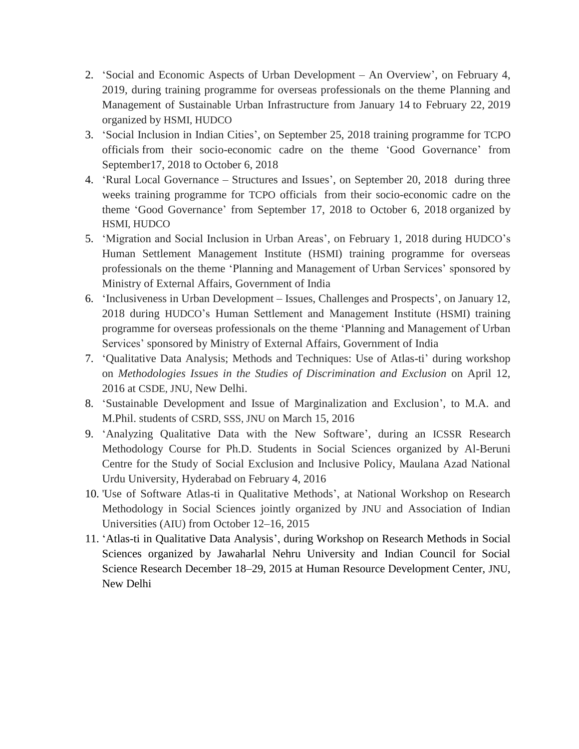2. 'Social and Economic Aspects of Urban Development – An Overview', on February 4, 2019, during training programme for overseas professionals on the theme Planning and Management of Sustainable Urban Infrastructure from January 14 to February 22, 2019 organized by HSMI, HUDCO
3. 'Social Inclusion in Indian Cities', on September 25, 2018 training programme for TCPO officials from their socio-economic cadre on the theme 'Good Governance' from September17, 2018 to October 6, 2018
4. 'Rural Local Governance – Structures and Issues', on September 20, 2018 during three weeks training programme for TCPO officials from their socio-economic cadre on the theme 'Good Governance' from September 17, 2018 to October 6, 2018 organized by HSMI, HUDCO
5. 'Migration and Social Inclusion in Urban Areas', on February 1, 2018 during HUDCO's Human Settlement Management Institute (HSMI) training programme for overseas professionals on the theme 'Planning and Management of Urban Services' sponsored by Ministry of External Affairs, Government of India
6. 'Inclusiveness in Urban Development – Issues, Challenges and Prospects', on January 12, 2018 during HUDCO's Human Settlement and Management Institute (HSMI) training programme for overseas professionals on the theme 'Planning and Management of Urban Services' sponsored by Ministry of External Affairs, Government of India
7. 'Qualitative Data Analysis; Methods and Techniques: Use of Atlas-ti' during workshop on *Methodologies Issues in the Studies of Discrimination and Exclusion* on April 12, 2016 at CSDE, JNU, New Delhi.
8. 'Sustainable Development and Issue of Marginalization and Exclusion', to M.A. and M.Phil. students of CSRD, SSS, JNU on March 15, 2016
9. 'Analyzing Qualitative Data with the New Software', during an ICSSR Research Methodology Course for Ph.D. Students in Social Sciences organized by Al-Beruni Centre for the Study of Social Exclusion and Inclusive Policy, Maulana Azad National Urdu University, Hyderabad on February 4, 2016
10. 'Use of Software Atlas-ti in Qualitative Methods', at National Workshop on Research Methodology in Social Sciences jointly organized by JNU and Association of Indian Universities (AIU) from October 12–16, 2015
11. 'Atlas-ti in Qualitative Data Analysis', during Workshop on Research Methods in Social Sciences organized by Jawaharlal Nehru University and Indian Council for Social Science Research December 18–29, 2015 at Human Resource Development Center, JNU, New Delhi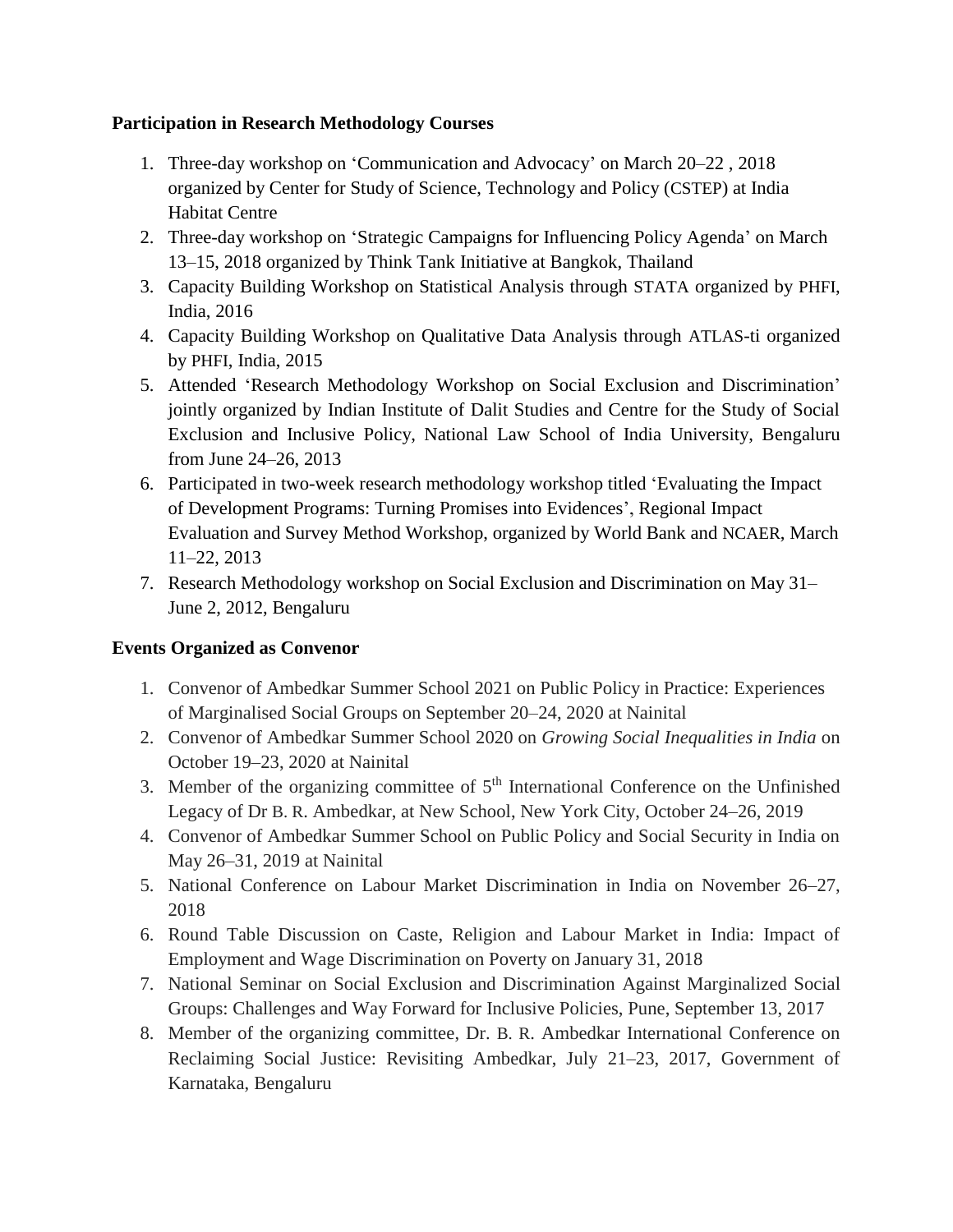**Participation in Research Methodology Courses**

1. Three-day workshop on 'Communication and Advocacy' on March 20–22 , 2018 organized by Center for Study of Science, Technology and Policy (CSTEP) at India Habitat Centre
2. Three-day workshop on 'Strategic Campaigns for Influencing Policy Agenda' on March 13–15, 2018 organized by Think Tank Initiative at Bangkok, Thailand
3. Capacity Building Workshop on Statistical Analysis through STATA organized by PHFI, India, 2016
4. Capacity Building Workshop on Qualitative Data Analysis through ATLAS-ti organized by PHFI, India, 2015
5. Attended 'Research Methodology Workshop on Social Exclusion and Discrimination' jointly organized by Indian Institute of Dalit Studies and Centre for the Study of Social Exclusion and Inclusive Policy, National Law School of India University, Bengaluru from June 24–26, 2013
6. Participated in two-week research methodology workshop titled 'Evaluating the Impact of Development Programs: Turning Promises into Evidences', Regional Impact Evaluation and Survey Method Workshop, organized by World Bank and NCAER, March 11–22, 2013
7. Research Methodology workshop on Social Exclusion and Discrimination on May 31–June 2, 2012, Bengaluru

**Events Organized as Convenor**

1. Convenor of Ambedkar Summer School 2021 on Public Policy in Practice: Experiences of Marginalised Social Groups on September 20–24, 2020 at Nainital
2. Convenor of Ambedkar Summer School 2020 on *Growing Social Inequalities in India* on October 19–23, 2020 at Nainital
3. Member of the organizing committee of 5th International Conference on the Unfinished Legacy of Dr B. R. Ambedkar, at New School, New York City, October 24–26, 2019
4. Convenor of Ambedkar Summer School on Public Policy and Social Security in India on May 26–31, 2019 at Nainital
5. National Conference on Labour Market Discrimination in India on November 26–27, 2018
6. Round Table Discussion on Caste, Religion and Labour Market in India: Impact of Employment and Wage Discrimination on Poverty on January 31, 2018
7. National Seminar on Social Exclusion and Discrimination Against Marginalized Social Groups: Challenges and Way Forward for Inclusive Policies, Pune, September 13, 2017
8. Member of the organizing committee, Dr. B. R. Ambedkar International Conference on Reclaiming Social Justice: Revisiting Ambedkar, July 21–23, 2017, Government of Karnataka, Bengaluru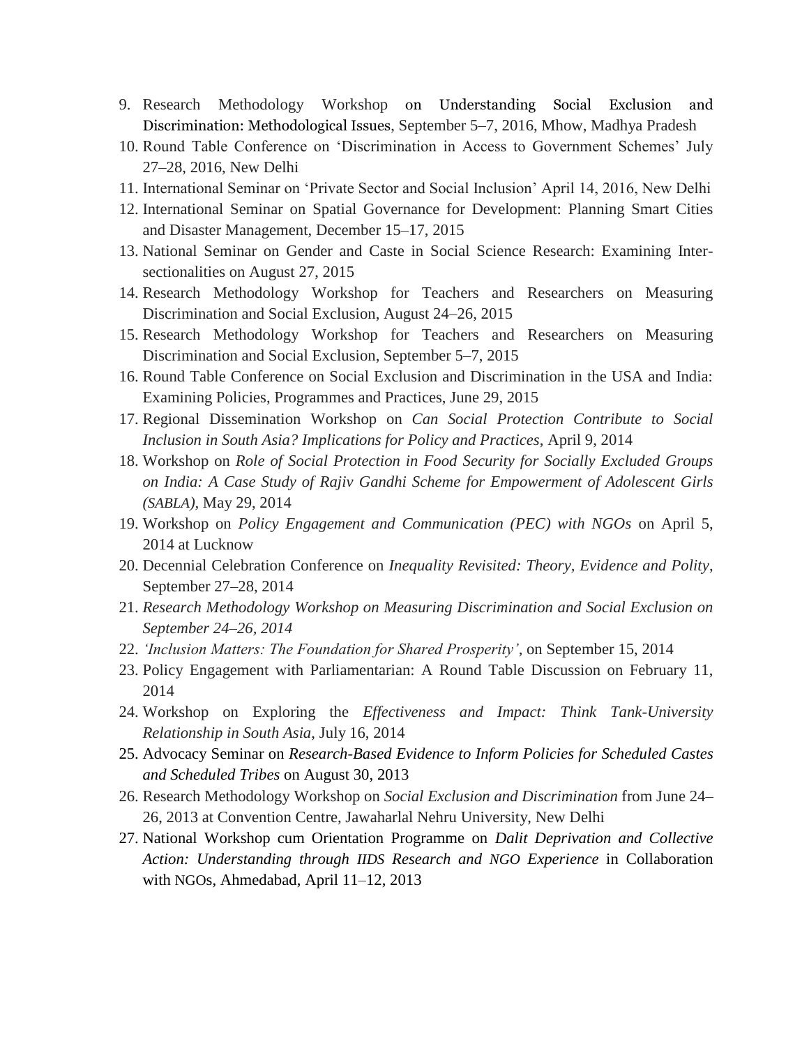9. Research Methodology Workshop on Understanding Social Exclusion and Discrimination: Methodological Issues, September 5–7, 2016, Mhow, Madhya Pradesh
10. Round Table Conference on 'Discrimination in Access to Government Schemes' July 27–28, 2016, New Delhi
11. International Seminar on 'Private Sector and Social Inclusion' April 14, 2016, New Delhi
12. International Seminar on Spatial Governance for Development: Planning Smart Cities and Disaster Management, December 15–17, 2015
13. National Seminar on Gender and Caste in Social Science Research: Examining Intersectionalities on August 27, 2015
14. Research Methodology Workshop for Teachers and Researchers on Measuring Discrimination and Social Exclusion, August 24–26, 2015
15. Research Methodology Workshop for Teachers and Researchers on Measuring Discrimination and Social Exclusion, September 5–7, 2015
16. Round Table Conference on Social Exclusion and Discrimination in the USA and India: Examining Policies, Programmes and Practices, June 29, 2015
17. Regional Dissemination Workshop on *Can Social Protection Contribute to Social Inclusion in South Asia? Implications for Policy and Practices*, April 9, 2014
18. Workshop on *Role of Social Protection in Food Security for Socially Excluded Groups on India: A Case Study of Rajiv Gandhi Scheme for Empowerment of Adolescent Girls (SABLA)*, May 29, 2014
19. Workshop on *Policy Engagement and Communication (PEC) with NGOs* on April 5, 2014 at Lucknow
20. Decennial Celebration Conference on *Inequality Revisited: Theory, Evidence and Polity*, September 27–28, 2014
21. *Research Methodology Workshop on Measuring Discrimination and Social Exclusion on September 24–26, 2014*
22. *'Inclusion Matters: The Foundation for Shared Prosperity'*, on September 15, 2014
23. Policy Engagement with Parliamentarian: A Round Table Discussion on February 11, 2014
24. Workshop on Exploring the *Effectiveness and Impact: Think Tank-University Relationship in South Asia*, July 16, 2014
25. Advocacy Seminar on *Research-Based Evidence to Inform Policies for Scheduled Castes and Scheduled Tribes* on August 30, 2013
26. Research Methodology Workshop on *Social Exclusion and Discrimination* from June 24–26, 2013 at Convention Centre, Jawaharlal Nehru University, New Delhi
27. National Workshop cum Orientation Programme on *Dalit Deprivation and Collective Action: Understanding through IIDS Research and NGO Experience* in Collaboration with NGOs, Ahmedabad, April 11–12, 2013